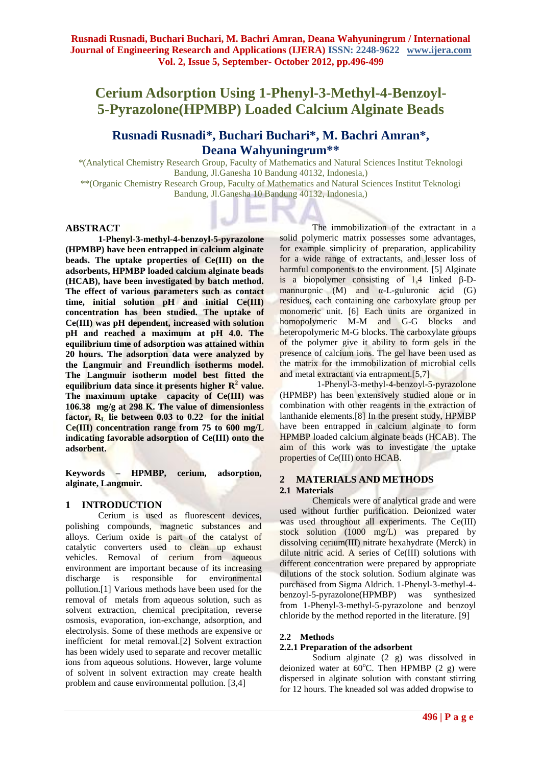# Cerium Adsorption Using 1-Phenyl-3-Methyl-4-Benzoyl-5-Pyrazolone(HPMBP) Loaded Calcium Alginate Beads

## Rusnadi Rusnadi*, Buchari Buchari*, M. Bachri Amran*, Deana Wahyuningrum**

*(Analytical Chemistry Research Group, Faculty of Mathematics and Natural Sciences Institut Teknologi Bandung, Jl.Ganesha 10 Bandung 40132, Indonesia,)

**(Organic Chemistry Research Group, Faculty of Mathematics and Natural Sciences Institut Teknologi Bandung, Jl.Ganesha 10 Bandung 40132, Indonesia,)

## ABSTRACT

**1-Phenyl-3-methyl-4-benzoyl-5-pyrazolone (HPMBP) have been entrapped in calcium alginate beads. The uptake properties of Ce(III) on the adsorbents, HPMBP loaded calcium alginate beads (HCAB), have been investigated by batch method. The effect of various parameters such as contact time, initial solution pH and initial Ce(III) concentration has been studied. The uptake of Ce(III) was pH dependent, increased with solution pH and reached a maximum at pH 4.0. The equilibrium time of adsorption was attained within 20 hours. The adsorption data were analyzed by the Langmuir and Freundlich isotherms model. The Langmuir isotherm model best fitted the equilibrium data since it presents higher $R^2$ value. The maximum uptake capacity of Ce(III) was 106.38 mg/g at 298 K. The value of dimensionless factor, $R_L$ lie between 0.03 to 0.22 for the initial Ce(III) concentration range from 75 to 600 mg/L indicating favorable adsorption of Ce(III) onto the adsorbent.**

**Keywords – HPMBP, cerium, adsorption, alginate, Langmuir.**

## 1 INTRODUCTION

Cerium is used as fluorescent devices, polishing compounds, magnetic substances and alloys. Cerium oxide is part of the catalyst of catalytic converters used to clean up exhaust vehicles. Removal of cerium from aqueous environment are important because of its increasing discharge is responsible for environmental pollution.[1] Various methods have been used for the removal of metals from aqueous solution, such as solvent extraction, chemical precipitation, reverse osmosis, evaporation, ion-exchange, adsorption, and electrolysis. Some of these methods are expensive or inefficient for metal removal.[2] Solvent extraction has been widely used to separate and recover metallic ions from aqueous solutions. However, large volume of solvent in solvent extraction may create health problem and cause environmental pollution. [3,4]

The immobilization of the extractant in a solid polymeric matrix possesses some advantages, for example simplicity of preparation, applicability for a wide range of extractants, and lesser loss of harmful components to the environment. [5] Alginate is a biopolymer consisting of 1,4 linked β-D-mannuronic (M) and α-L-guluronic acid (G) residues, each containing one carboxylate group per monomeric unit. [6] Each units are organized in homopolymeric M-M and G-G blocks and heteropolymeric M-G blocks. The carboxylate groups of the polymer give it ability to form gels in the presence of calcium ions. The gel have been used as the matrix for the immobilization of microbial cells and metal extractant via entrapment.[5,7]

1-Phenyl-3-methyl-4-benzoyl-5-pyrazolone (HPMBP) has been extensively studied alone or in combination with other reagents in the extraction of lanthanide elements.[8] In the present study, HPMBP have been entrapped in calcium alginate to form HPMBP loaded calcium alginate beads (HCAB). The aim of this work was to investigate the uptake properties of Ce(III) onto HCAB.

## 2 MATERIALS AND METHODS

### 2.1 Materials

Chemicals were of analytical grade and were used without further purification. Deionized water was used throughout all experiments. The Ce(III) stock solution (1000 mg/L) was prepared by dissolving cerium(III) nitrate hexahydrate (Merck) in dilute nitric acid. A series of Ce(III) solutions with different concentration were prepared by appropriate dilutions of the stock solution. Sodium alginate was purchased from Sigma Aldrich. 1-Phenyl-3-methyl-4-benzoyl-5-pyrazolone(HPMBP) was synthesized from 1-Phenyl-3-methyl-5-pyrazolone and benzoyl chloride by the method reported in the literature. [9]

### 2.2 Methods

#### 2.2.1 Preparation of the adsorbent

Sodium alginate (2 g) was dissolved in deionized water at $60^oC$. Then HPMBP (2 g) were dispersed in alginate solution with constant stirring for 12 hours. The kneaded sol was added dropwise to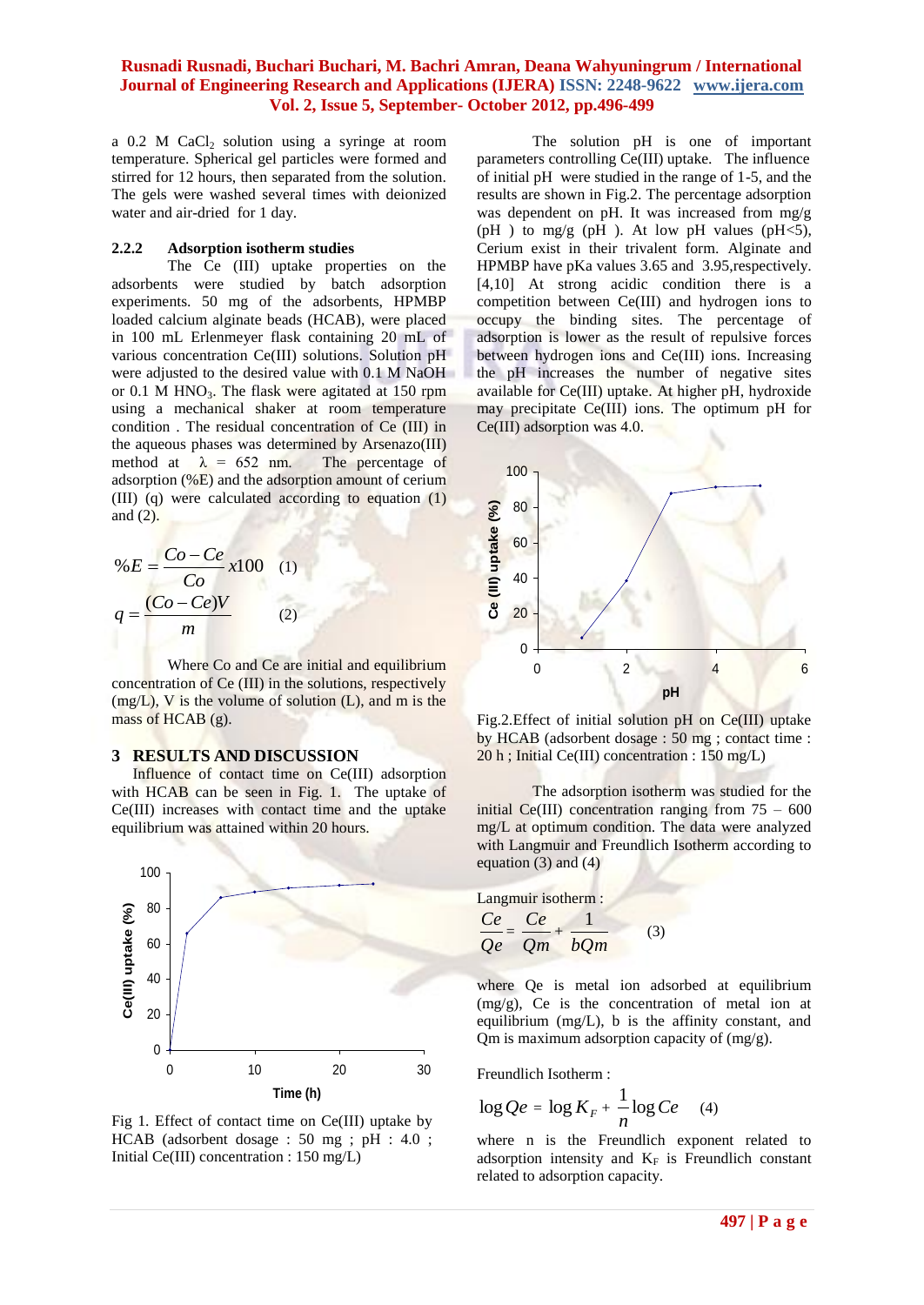a 0.2 M $CaCl_2$ solution using a syringe at room temperature. Spherical gel particles were formed and stirred for 12 hours, then separated from the solution. The gels were washed several times with deionized water and air-dried for 1 day.

### 2.2.2 Adsorption isotherm studies

The Ce (III) uptake properties on the adsorbents were studied by batch adsorption experiments. 50 mg of the adsorbents, HPMBP loaded calcium alginate beads (HCAB), were placed in 100 mL Erlenmeyer flask containing 20 mL of various concentration Ce(III) solutions. Solution pH were adjusted to the desired value with 0.1 M NaOH or 0.1 M $HNO_3$. The flask were agitated at 150 rpm using a mechanical shaker at room temperature condition . The residual concentration of Ce (III) in the aqueous phases was determined by Arsenazo(III) method at $\lambda$ = 652 nm. The percentage of adsorption (%E) and the adsorption amount of cerium (III) (q) were calculated according to equation (1) and (2).

$$\%E = \frac{Co - Ce}{Co} x100 \quad (1)$$

$$q = \frac{(Co - Ce)V}{m} \quad (2)$$

Where Co and Ce are initial and equilibrium concentration of Ce (III) in the solutions, respectively (mg/L), V is the volume of solution (L), and m is the mass of HCAB (g).

## 3 RESULTS AND DISCUSSION

Influence of contact time on Ce(III) adsorption with HCAB can be seen in Fig. 1. The uptake of Ce(III) increases with contact time and the uptake equilibrium was attained within 20 hours.

Fig 1. Effect of contact time on Ce(III) uptake by HCAB (adsorbent dosage : 50 mg ; pH : 4.0 ; Initial Ce(III) concentration : 150 mg/L)

The solution pH is one of important parameters controlling Ce(III) uptake. The influence of initial pH were studied in the range of 1-5, and the results are shown in Fig.2. The percentage adsorption was dependent on pH. It was increased from mg/g (pH ) to mg/g (pH ). At low pH values (pH<5), Cerium exist in their trivalent form. Alginate and HPMBP have pKa values 3.65 and 3.95,respectively.[4,10] At strong acidic condition there is a competition between Ce(III) and hydrogen ions to occupy the binding sites. The percentage of adsorption is lower as the result of repulsive forces between hydrogen ions and Ce(III) ions. Increasing the pH increases the number of negative sites available for Ce(III) uptake. At higher pH, hydroxide may precipitate Ce(III) ions. The optimum pH for Ce(III) adsorption was 4.0.

Fig.2.Effect of initial solution pH on Ce(III) uptake by HCAB (adsorbent dosage : 50 mg ; contact time : 20 h ; Initial Ce(III) concentration : 150 mg/L)

The adsorption isotherm was studied for the initial Ce(III) concentration ranging from 75 – 600 mg/L at optimum condition. The data were analyzed with Langmuir and Freundlich Isotherm according to equation (3) and (4)

Langmuir isotherm :

$$\frac{Ce}{Qe} = \frac{Ce}{Qm} + \frac{1}{bQm} \quad (3)$$

where Qe is metal ion adsorbed at equilibrium (mg/g), Ce is the concentration of metal ion at equilibrium (mg/L), b is the affinity constant, and Qm is maximum adsorption capacity of (mg/g).

Freundlich Isotherm :

$$\log Qe = \log K_F + \frac{1}{n}\log Ce \quad (4)$$

where n is the Freundlich exponent related to adsorption intensity and $K_F$ is Freundlich constant related to adsorption capacity.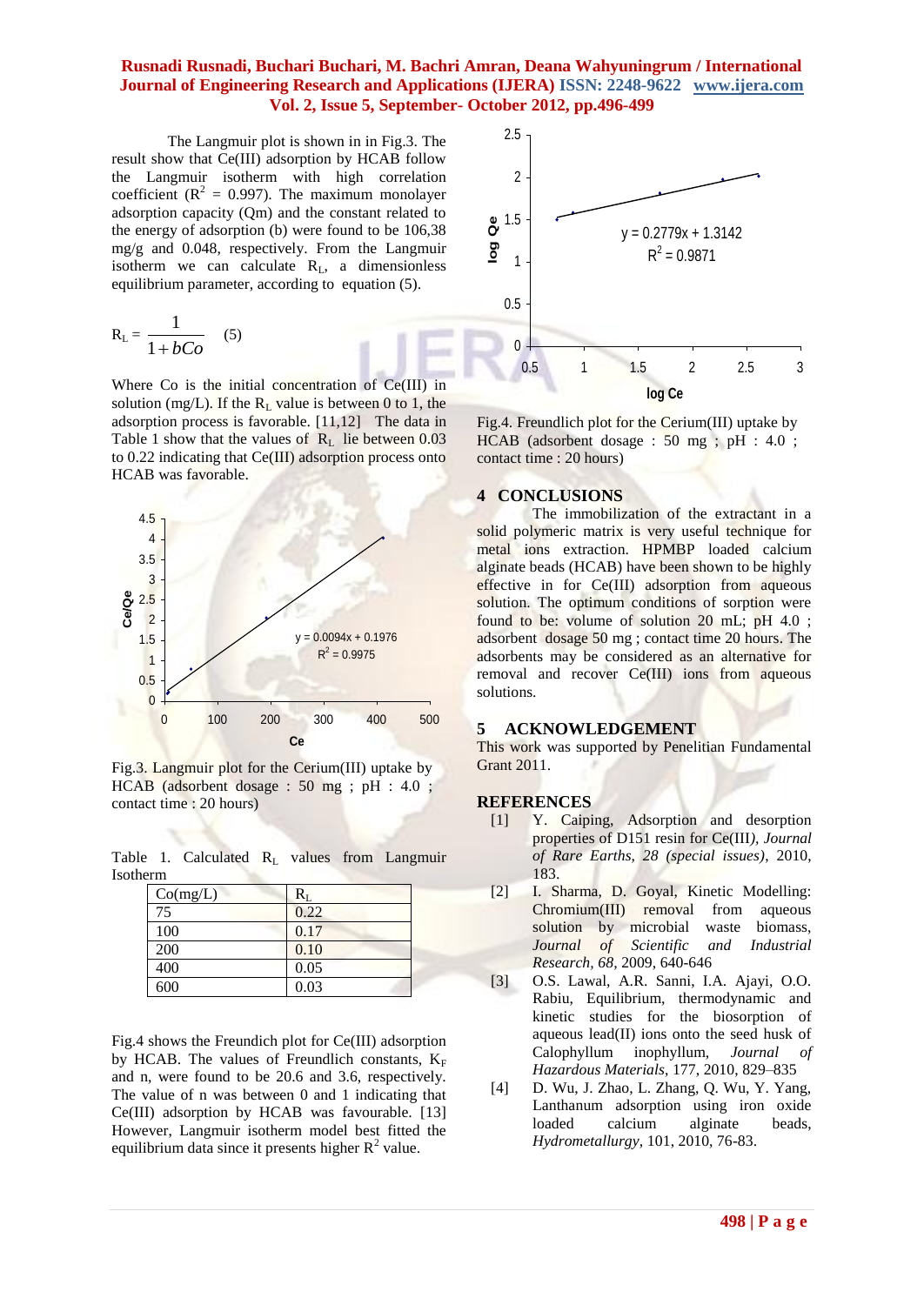The Langmuir plot is shown in in Fig.3. The result show that Ce(III) adsorption by HCAB follow the Langmuir isotherm with high correlation coefficient ($R^2$ = 0.997). The maximum monolayer adsorption capacity (Qm) and the constant related to the energy of adsorption (b) were found to be 106,38 mg/g and 0.048, respectively. From the Langmuir isotherm we can calculate $R_L$, a dimensionless equilibrium parameter, according to equation (5).

$$R_L = \frac{1}{1 + bCo} \quad (5)$$

Where Co is the initial concentration of Ce(III) in solution (mg/L). If the $R_L$ value is between 0 to 1, the adsorption process is favorable. [11,12] The data in Table 1 show that the values of $R_L$ lie between 0.03 to 0.22 indicating that Ce(III) adsorption process onto HCAB was favorable.

Fig.3. Langmuir plot for the Cerium(III) uptake by HCAB (adsorbent dosage : 50 mg ; pH : 4.0 ; contact time : 20 hours)

Table 1. Calculated $R_L$ values from Langmuir Isotherm

| Co(mg/L) | $R_L$ |
|---|---|
| 75 | 0.22 |
| 100 | 0.17 |
| 200 | 0.10 |
| 400 | 0.05 |
| 600 | 0.03 |

Fig.4 shows the Freundich plot for Ce(III) adsorption by HCAB. The values of Freundlich constants, $K_F$ and n, were found to be 20.6 and 3.6, respectively. The value of n was between 0 and 1 indicating that Ce(III) adsorption by HCAB was favourable. [13] However, Langmuir isotherm model best fitted the equilibrium data since it presents higher $R^2$ value.

Fig.4. Freundlich plot for the Cerium(III) uptake by HCAB (adsorbent dosage : 50 mg ; pH : 4.0 ; contact time : 20 hours)

## 4 CONCLUSIONS

The immobilization of the extractant in a solid polymeric matrix is very useful technique for metal ions extraction. HPMBP loaded calcium alginate beads (HCAB) have been shown to be highly effective in for Ce(III) adsorption from aqueous solution. The optimum conditions of sorption were found to be: volume of solution 20 mL; pH 4.0 ; adsorbent dosage 50 mg ; contact time 20 hours. The adsorbents may be considered as an alternative for removal and recover Ce(III) ions from aqueous solutions.

## 5 ACKNOWLEDGEMENT

This work was supported by Penelitian Fundamental Grant 2011.

## REFERENCES

[1] Y. Caiping, Adsorption and desorption properties of D151 resin for Ce(III), *Journal of Rare Earths, 28 (special issues)*, 2010, 183.

[2] I. Sharma, D. Goyal, Kinetic Modelling: Chromium(III) removal from aqueous solution by microbial waste biomass, *Journal of Scientific and Industrial Research, 68*, 2009, 640-646

[3] O.S. Lawal, A.R. Sanni, I.A. Ajayi, O.O. Rabiu, Equilibrium, thermodynamic and kinetic studies for the biosorption of aqueous lead(II) ions onto the seed husk of Calophyllum inophyllum, *Journal of Hazardous Materials*, 177, 2010, 829–835

[4] D. Wu, J. Zhao, L. Zhang, Q. Wu, Y. Yang, Lanthanum adsorption using iron oxide loaded calcium alginate beads, *Hydrometallurgy*, 101, 2010, 76-83.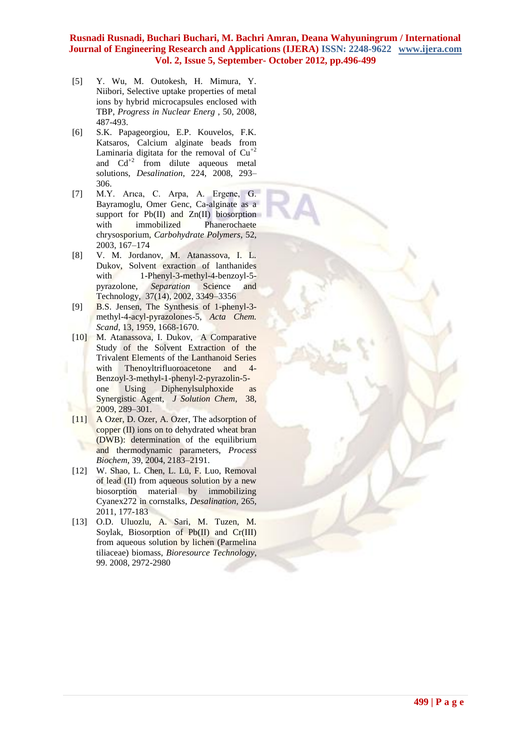[5] Y. Wu, M. Outokesh, H. Mimura, Y. Niibori, Selective uptake properties of metal ions by hybrid microcapsules enclosed with TBP, *Progress in Nuclear Energ* , 50, 2008, 487-493.

[6] S.K. Papageorgiou, E.P. Kouvelos, F.K. Katsaros, Calcium alginate beads from Laminaria digitata for the removal of $Cu^{+2}$ and $Cd^{+2}$ from dilute aqueous metal solutions, *Desalination*, 224, 2008, 293–306.

[7] M.Y. Arıca, C. Arpa, A. Ergene, G. Bayramoglu, Omer Genc, Ca-alginate as a support for Pb(II) and Zn(II) biosorption with immobilized Phanerochaete chrysosporium, *Carbohydrate Polymers*, 52, 2003, 167–174

[8] V. M. Jordanov, M. Atanassova, I. L. Dukov, Solvent exraction of lanthanides with 1-Phenyl-3-methyl-4-benzoyl-5-pyrazolone, *Separation* Science and Technology, 37(14), 2002, 3349–3356

[9] B.S. Jensen, The Synthesis of 1-phenyl-3-methyl-4-acyl-pyrazolones-5, *Acta Chem. Scand*, 13, 1959, 1668-1670.

[10] M. Atanassova, I. Dukov, A Comparative Study of the Solvent Extraction of the Trivalent Elements of the Lanthanoid Series with Thenoyltrifluoroacetone and 4-Benzoyl-3-methyl-1-phenyl-2-pyrazolin-5-one Using Diphenylsulphoxide as Synergistic Agent, *J Solution Chem*, 38, 2009, 289–301.

[11] A Ozer, D. Ozer, A. Ozer, The adsorption of copper (II) ions on to dehydrated wheat bran (DWB): determination of the equilibrium and thermodynamic parameters, *Process Biochem*, 39, 2004, 2183–2191.

[12] W. Shao, L. Chen, L. Lü, F. Luo, Removal of lead (II) from aqueous solution by a new biosorption material by immobilizing Cyanex272 in cornstalks, *Desalination*, 265, 2011, 177-183

[13] O.D. Uluozlu, A. Sari, M. Tuzen, M. Soylak, Biosorption of Pb(II) and Cr(III) from aqueous solution by lichen (Parmelina tiliaceae) biomass, *Bioresource Technology*, 99. 2008, 2972-2980